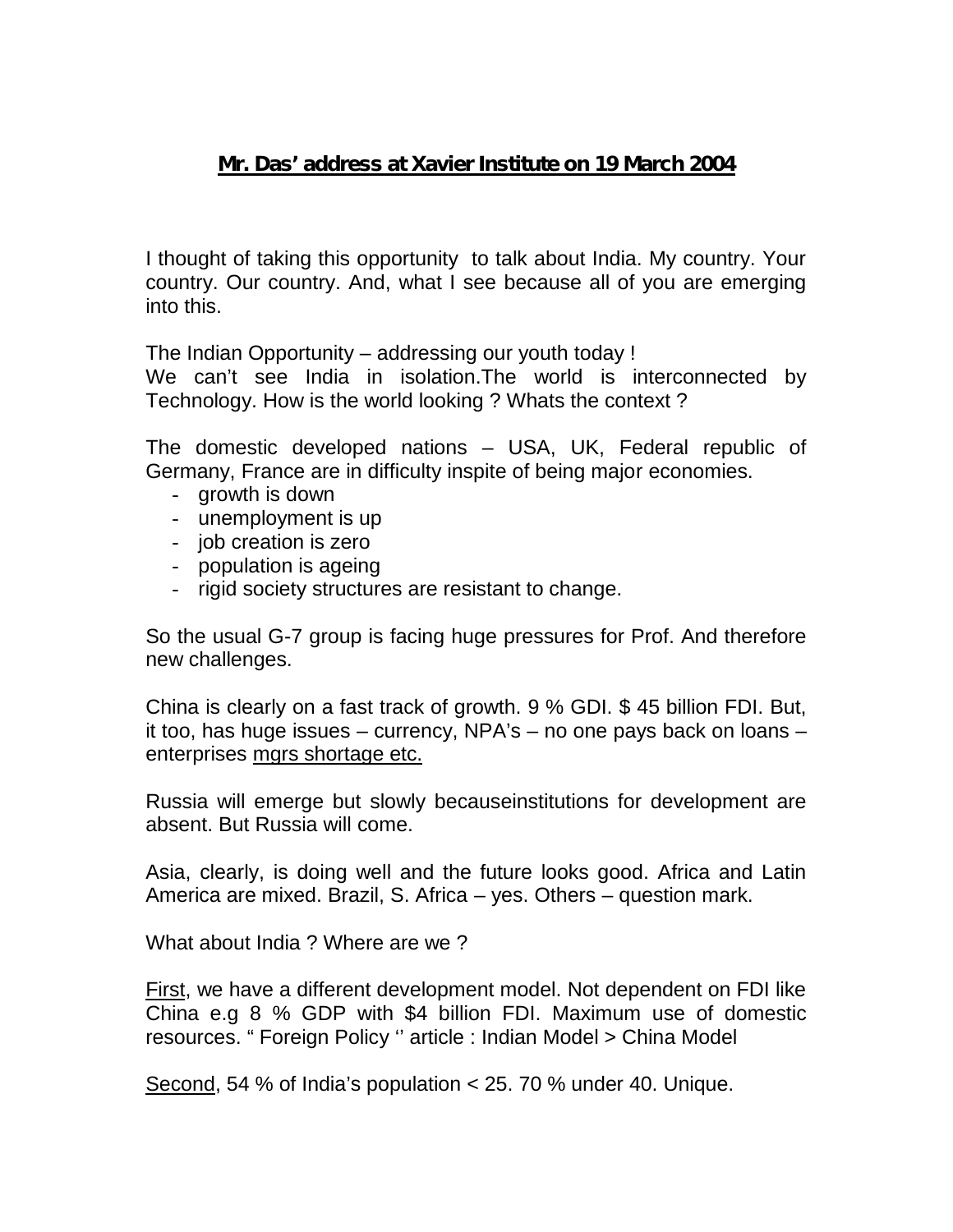**Mr. Das' address at Xavier Institute on 19 March 2004**

I thought of taking this opportunity to talk about India. My country. Your country. Our country. And, what I see because all of you are emerging into this.

The Indian Opportunity – addressing our youth today !
We can't see India in isolation.The world is interconnected by Technology. How is the world looking ? Whats the context ?

The domestic developed nations – USA, UK, Federal republic of Germany, France are in difficulty inspite of being major economies.

- growth is down
- unemployment is up
- job creation is zero
- population is ageing
- rigid society structures are resistant to change.

So the usual G-7 group is facing huge pressures for Prof. And therefore new challenges.

China is clearly on a fast track of growth. 9 % GDI. $ 45 billion FDI. But, it too, has huge issues – currency, NPA's – no one pays back on loans – enterprises <u>mgrs shortage etc.</u>

Russia will emerge but slowly becauseinstitutions for development are absent. But Russia will come.

Asia, clearly, is doing well and the future looks good. Africa and Latin America are mixed. Brazil, S. Africa – yes. Others – question mark.

What about India ? Where are we ?

<u>First</u>, we have a different development model. Not dependent on FDI like China e.g 8 % GDP with $4 billion FDI. Maximum use of domestic resources. " Foreign Policy '' article : Indian Model > China Model

<u>Second</u>, 54 % of India's population < 25. 70 % under 40. Unique.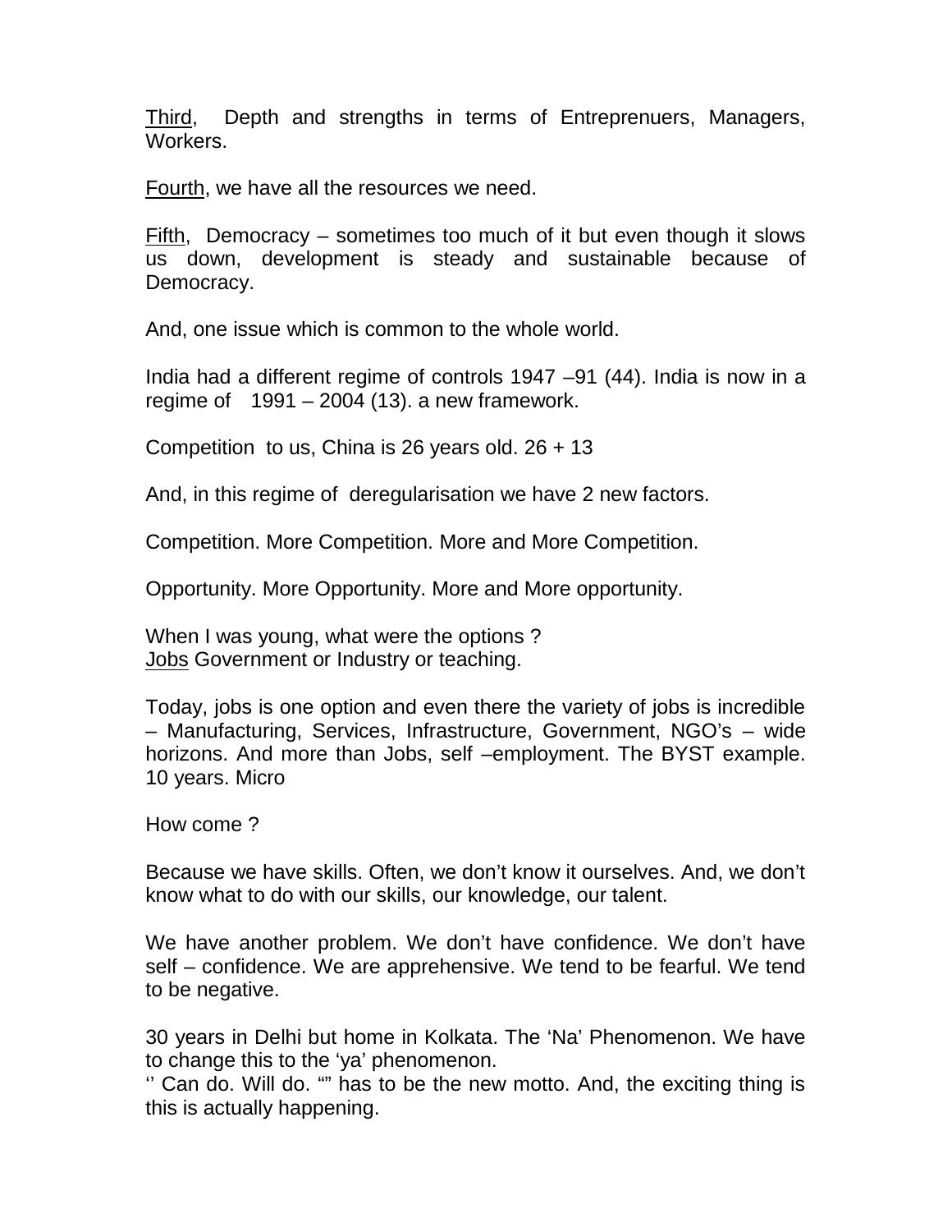<u>Third</u>, Depth and strengths in terms of Entreprenuers, Managers, Workers.

<u>Fourth</u>, we have all the resources we need.

<u>Fifth</u>, Democracy – sometimes too much of it but even though it slows us down, development is steady and sustainable because of Democracy.

And, one issue which is common to the whole world.

India had a different regime of controls 1947 –91 (44). India is now in a regime of 1991 – 2004 (13). a new framework.

Competition to us, China is 26 years old. 26 + 13

And, in this regime of deregularisation we have 2 new factors.

Competition. More Competition. More and More Competition.

Opportunity. More Opportunity. More and More opportunity.

When I was young, what were the options ?
<u>Jobs</u> Government or Industry or teaching.

Today, jobs is one option and even there the variety of jobs is incredible – Manufacturing, Services, Infrastructure, Government, NGO's – wide horizons. And more than Jobs, self –employment. The BYST example. 10 years. Micro

How come ?

Because we have skills. Often, we don't know it ourselves. And, we don't know what to do with our skills, our knowledge, our talent.

We have another problem. We don't have confidence. We don't have self – confidence. We are apprehensive. We tend to be fearful. We tend to be negative.

30 years in Delhi but home in Kolkata. The 'Na' Phenomenon. We have to change this to the 'ya' phenomenon.
'' Can do. Will do. "" has to be the new motto. And, the exciting thing is this is actually happening.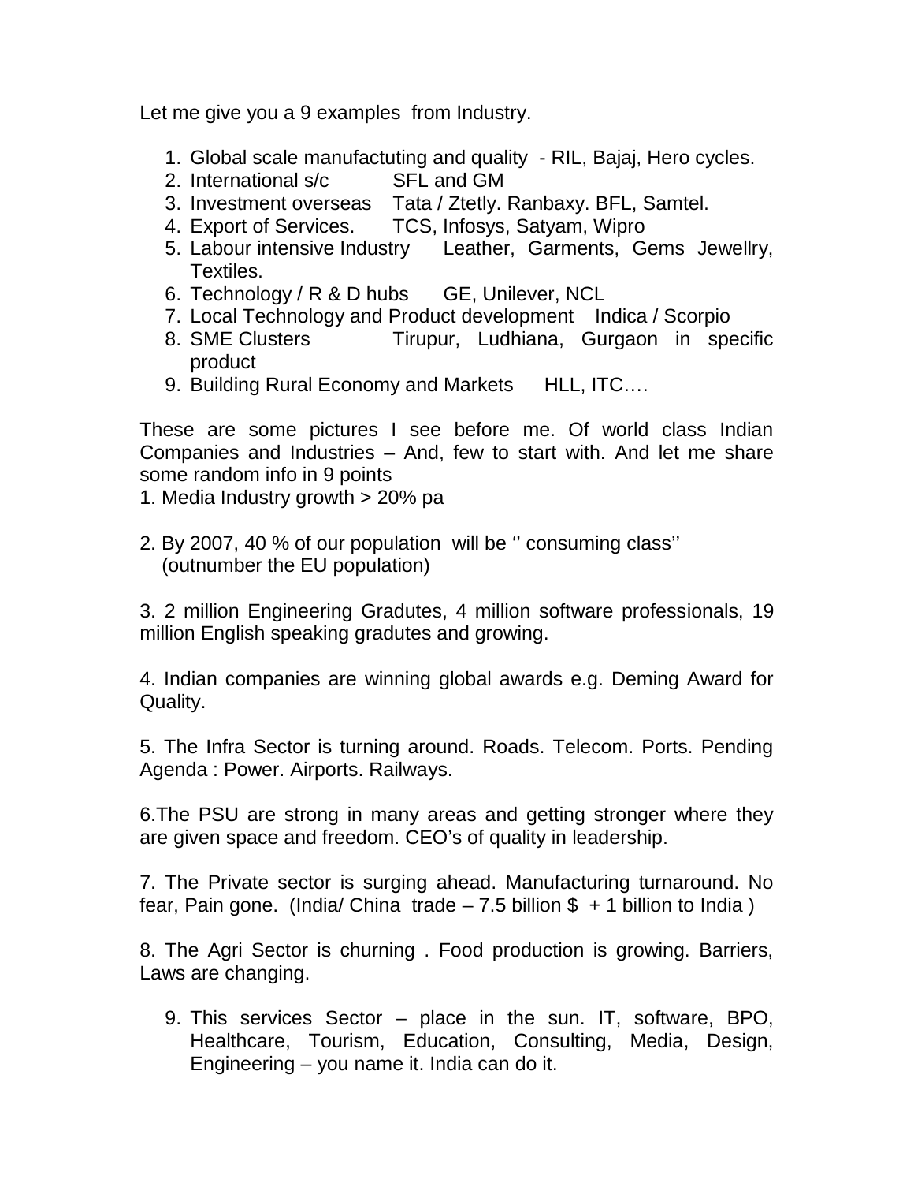Let me give you a 9 examples from Industry.

1. Global scale manufactuting and quality - RIL, Bajaj, Hero cycles.
2. International s/c SFL and GM
3. Investment overseas Tata / Ztetly. Ranbaxy. BFL, Samtel.
4. Export of Services. TCS, Infosys, Satyam, Wipro
5. Labour intensive Industry Leather, Garments, Gems Jewellry, Textiles.
6. Technology / R & D hubs GE, Unilever, NCL
7. Local Technology and Product development Indica / Scorpio
8. SME Clusters Tirupur, Ludhiana, Gurgaon in specific product
9. Building Rural Economy and Markets HLL, ITC….

These are some pictures I see before me. Of world class Indian Companies and Industries – And, few to start with. And let me share some random info in 9 points

1. Media Industry growth > 20% pa

2. By 2007, 40 % of our population will be '' consuming class''
(outnumber the EU population)

3. 2 million Engineering Gradutes, 4 million software professionals, 19 million English speaking gradutes and growing.

4. Indian companies are winning global awards e.g. Deming Award for Quality.

5. The Infra Sector is turning around. Roads. Telecom. Ports. Pending Agenda : Power. Airports. Railways.

6.The PSU are strong in many areas and getting stronger where they are given space and freedom. CEO's of quality in leadership.

7. The Private sector is surging ahead. Manufacturing turnaround. No fear, Pain gone. (India/ China trade – 7.5 billion $ + 1 billion to India )

8. The Agri Sector is churning . Food production is growing. Barriers, Laws are changing.

9. This services Sector – place in the sun. IT, software, BPO, Healthcare, Tourism, Education, Consulting, Media, Design, Engineering – you name it. India can do it.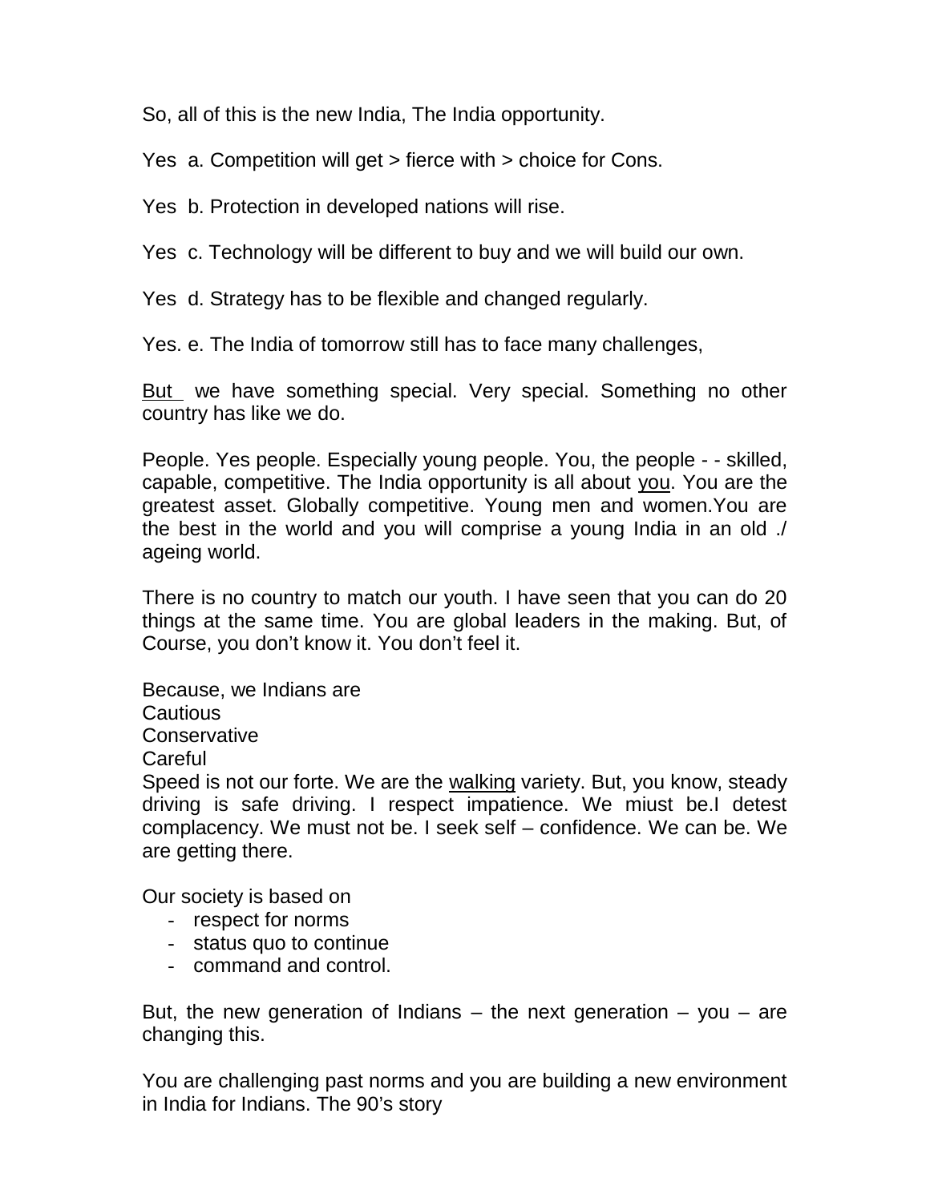So, all of this is the new India, The India opportunity.

Yes a. Competition will get > fierce with > choice for Cons.

Yes b. Protection in developed nations will rise.

Yes c. Technology will be different to buy and we will build our own.

Yes d. Strategy has to be flexible and changed regularly.

Yes. e. The India of tomorrow still has to face many challenges,

<u>But</u> we have something special. Very special. Something no other country has like we do.

People. Yes people. Especially young people. You, the people - - skilled, capable, competitive. The India opportunity is all about <u>you</u>. You are the greatest asset. Globally competitive. Young men and women.You are the best in the world and you will comprise a young India in an old ./ ageing world.

There is no country to match our youth. I have seen that you can do 20 things at the same time. You are global leaders in the making. But, of Course, you don't know it. You don't feel it.

Because, we Indians are
Cautious
Conservative
Careful
Speed is not our forte. We are the <u>walking</u> variety. But, you know, steady driving is safe driving. I respect impatience. We miust be.I detest complacency. We must not be. I seek self – confidence. We can be. We are getting there.

Our society is based on

- respect for norms
- status quo to continue
- command and control.

But, the new generation of Indians – the next generation – you – are changing this.

You are challenging past norms and you are building a new environment in India for Indians. The 90's story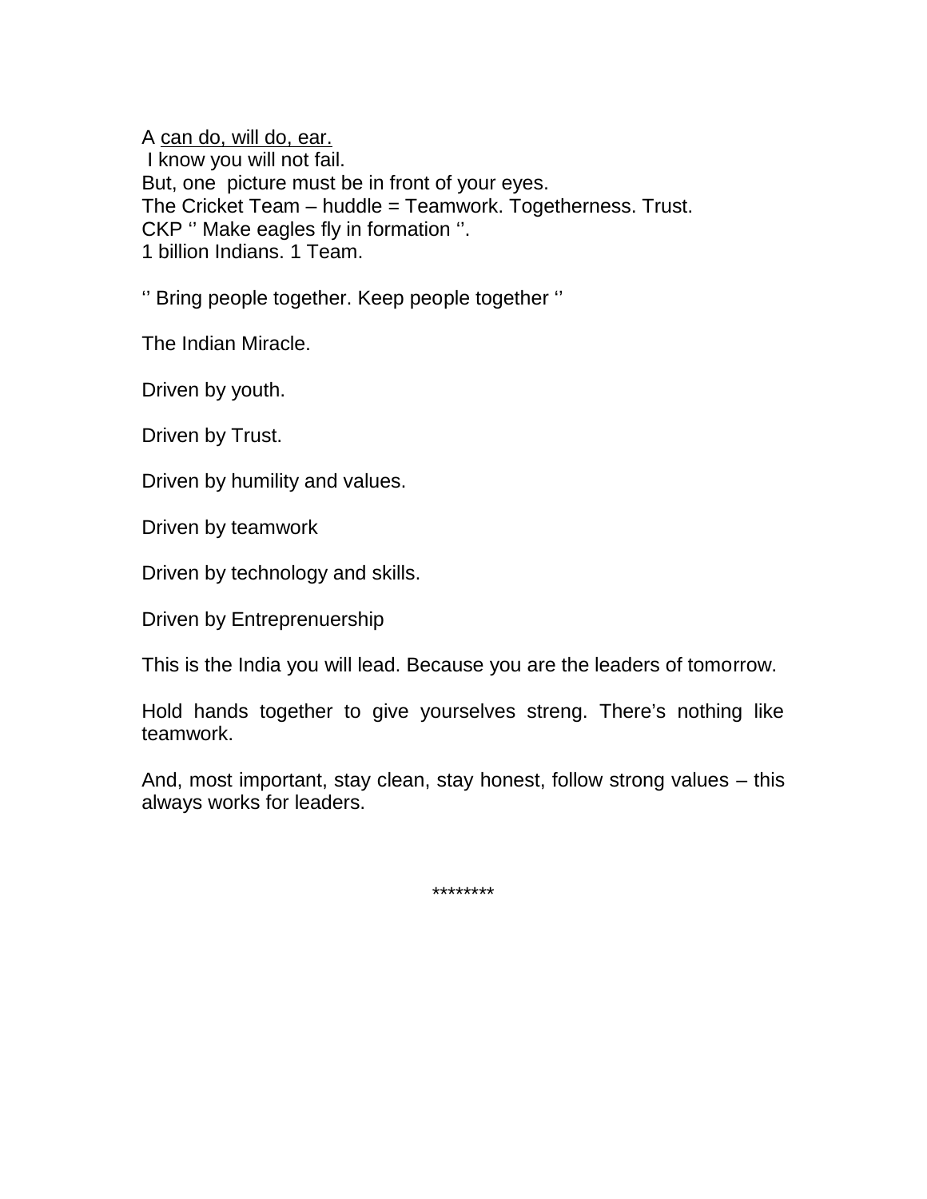A <u>can do, will do, ear.</u>
I know you will not fail.
But, one picture must be in front of your eyes.
The Cricket Team – huddle = Teamwork. Togetherness. Trust.
CKP '' Make eagles fly in formation ''.
1 billion Indians. 1 Team.

'' Bring people together. Keep people together ''

The Indian Miracle.

Driven by youth.

Driven by Trust.

Driven by humility and values.

Driven by teamwork

Driven by technology and skills.

Driven by Entreprenuership

This is the India you will lead. Because you are the leaders of tomorrow.

Hold hands together to give yourselves streng. There's nothing like teamwork.

And, most important, stay clean, stay honest, follow strong values – this always works for leaders.

********